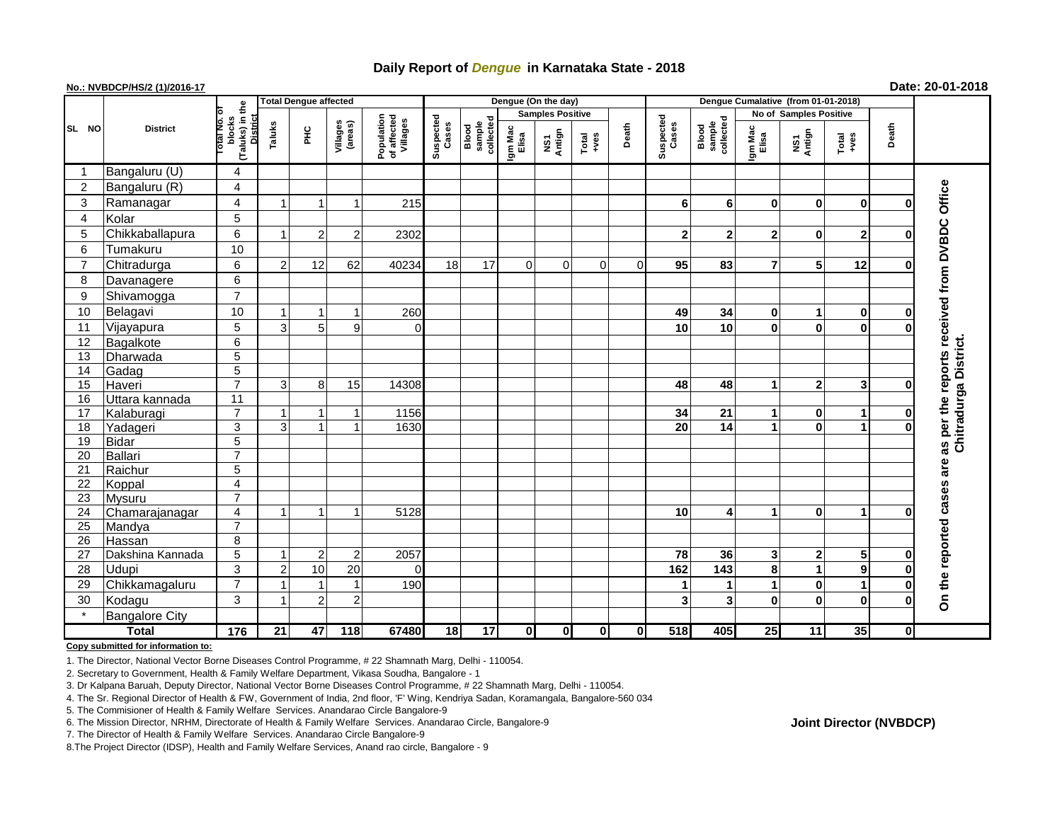# Daily Report of *Dengue* in Karnataka State - 2018

**No.: NVBDCP/HS/2 (1)/2016-17**

**Date: 20-01-2018**

| SL NO | District | Total No. of blocks (Taluks) in the District | Total Dengue affected | | | | Dengue (On the day) | | | | | | Dengue Cumalative (from 01-01-2018) | | | | | | |
|---|---|---|---|---|---|---|---|---|---|---|---|---|---|---|---|---|---|---|---|
| | | | Taluks | PHC | Villages (areas) | Population of affected Villages | Suspected Cases | Blood sample collected | Samples Positive | | | Death | Suspected Cases | Blood sample collected | No of Samples Positive | | | Death | |
| | | | | | | | | | Igm Mac Elisa | NS1 Antign | Total +ves | | | | Igm Mac Elisa | NS1 Antign | Total +ves | | |
| 1 | Bangaluru (U) | 4 | | | | | | | | | | | | | | | | | On the reported cases are as per the reports received from DVBDC Office Chitradurga District. |
| 2 | Bangaluru (R) | 4 | | | | | | | | | | | | | | | | | |
| 3 | Ramanagar | 4 | 1 | 1 | 1 | 215 | | | | | | | 6 | 6 | 0 | 0 | 0 | 0 | |
| 4 | Kolar | 5 | | | | | | | | | | | | | | | | | |
| 5 | Chikkaballapura | 6 | 1 | 2 | 2 | 2302 | | | | | | | 2 | 2 | 2 | 0 | 2 | 0 | |
| 6 | Tumakuru | 10 | | | | | | | | | | | | | | | | | |
| 7 | Chitradurga | 6 | 2 | 12 | 62 | 40234 | 18 | 17 | 0 | 0 | 0 | 0 | 95 | 83 | 7 | 5 | 12 | 0 | |
| 8 | Davanagere | 6 | | | | | | | | | | | | | | | | | |
| 9 | Shivamogga | 7 | | | | | | | | | | | | | | | | | |
| 10 | Belagavi | 10 | 1 | 1 | 1 | 260 | | | | | | | 49 | 34 | 0 | 1 | 0 | 0 | |
| 11 | Vijayapura | 5 | 3 | 5 | 9 | 0 | | | | | | | 10 | 10 | 0 | 0 | 0 | 0 | |
| 12 | Bagalkote | 6 | | | | | | | | | | | | | | | | | |
| 13 | Dharwada | 5 | | | | | | | | | | | | | | | | | |
| 14 | Gadag | 5 | | | | | | | | | | | | | | | | | |
| 15 | Haveri | 7 | 3 | 8 | 15 | 14308 | | | | | | | 48 | 48 | 1 | 2 | 3 | 0 | |
| 16 | Uttara kannada | 11 | | | | | | | | | | | | | | | | | |
| 17 | Kalaburagi | 7 | 1 | 1 | 1 | 1156 | | | | | | | 34 | 21 | 1 | 0 | 1 | 0 | |
| 18 | Yadageri | 3 | 3 | 1 | 1 | 1630 | | | | | | | 20 | 14 | 1 | 0 | 1 | 0 | |
| 19 | Bidar | 5 | | | | | | | | | | | | | | | | | |
| 20 | Ballari | 7 | | | | | | | | | | | | | | | | | |
| 21 | Raichur | 5 | | | | | | | | | | | | | | | | | |
| 22 | Koppal | 4 | | | | | | | | | | | | | | | | | |
| 23 | Mysuru | 7 | | | | | | | | | | | | | | | | | |
| 24 | Chamarajanagar | 4 | 1 | 1 | 1 | 5128 | | | | | | | 10 | 4 | 1 | 0 | 1 | 0 | |
| 25 | Mandya | 7 | | | | | | | | | | | | | | | | | |
| 26 | Hassan | 8 | | | | | | | | | | | | | | | | | |
| 27 | Dakshina Kannada | 5 | 1 | 2 | 2 | 2057 | | | | | | | 78 | 36 | 3 | 2 | 5 | 0 | |
| 28 | Udupi | 3 | 2 | 10 | 20 | 0 | | | | | | | 162 | 143 | 8 | 1 | 9 | 0 | |
| 29 | Chikkamagaluru | 7 | 1 | 1 | 1 | 190 | | | | | | | 1 | 1 | 1 | 0 | 1 | 0 | |
| 30 | Kodagu | 3 | 1 | 2 | 2 | | | | | | | | 3 | 3 | 0 | 0 | 0 | 0 | |
| * | Bangalore City | | | | | | | | | | | | | | | | | | |
| | **Total** | **176** | **21** | **47** | **118** | **67480** | **18** | **17** | **0** | **0** | **0** | **0** | **518** | **405** | **25** | **11** | **35** | **0** | |

**Copy submitted for information to:**

1. The Director, National Vector Borne Diseases Control Programme, # 22 Shamnath Marg, Delhi - 110054.
2. Secretary to Government, Health & Family Welfare Department, Vikasa Soudha, Bangalore - 1
3. Dr Kalpana Baruah, Deputy Director, National Vector Borne Diseases Control Programme, # 22 Shamnath Marg, Delhi - 110054.
4. The Sr. Regional Director of Health & FW, Government of India, 2nd floor, 'F' Wing, Kendriya Sadan, Koramangala, Bangalore-560 034
5. The Commisioner of Health & Family Welfare Services. Anandarao Circle Bangalore-9
6. The Mission Director, NRHM, Directorate of Health & Family Welfare Services. Anandarao Circle, Bangalore-9
7. The Director of Health & Family Welfare Services. Anandarao Circle Bangalore-9
8. The Project Director (IDSP), Health and Family Welfare Services, Anand rao circle, Bangalore - 9

**Joint Director (NVBDCP)**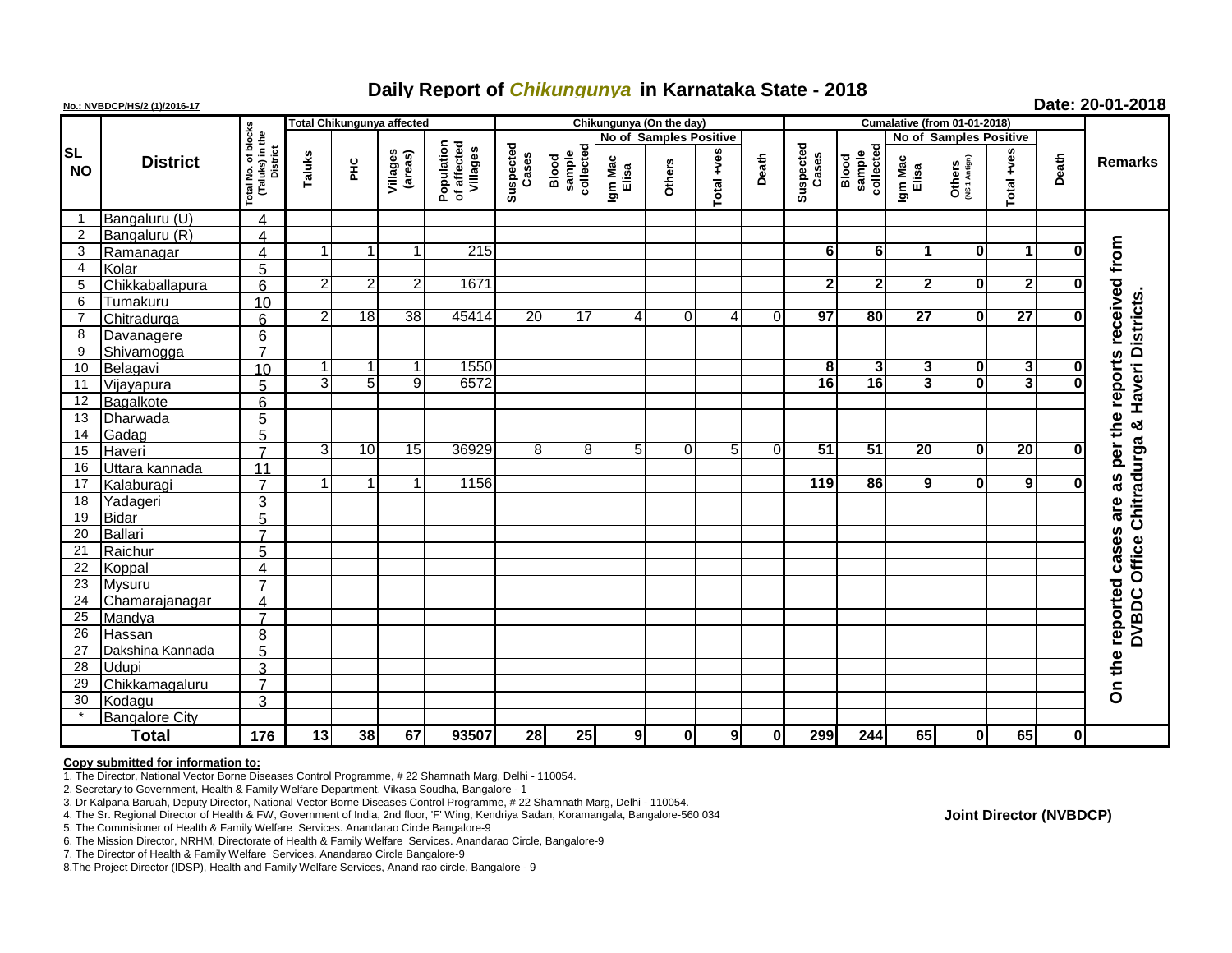# Daily Report of *Chikungunya* in Karnataka State - 2018

**No.: NVBDCP/HS/2 (1)/2016-17**

**Date: 20-01-2018**

| SL NO | District | Total No. of blocks (Taluks) in the District | Total Chikungunya affected | | | | Chikungunya (On the day) | | | | | | Cumalative (from 01-01-2018) | | | | | | Remarks |
|---|---|---|---|---|---|---|---|---|---|---|---|---|---|---|---|---|---|---|---|
| | | | Taluks | PHC | Villages (areas) | Population of affected Villages | Suspected Cases | Blood sample collected | No of Samples Positive | | | Death | Suspected Cases | Blood sample collected | No of Samples Positive | | | Death | |
| | | | | | | | | | Igm Mac Elisa | Others | Total +ves | | | | Igm Mac Elisa | Others (NS 1 Antign) | Total +ves | | |
| 1 | Bangaluru (U) | 4 | | | | | | | | | | | | | | | | | On the reported cases are as per the reports received from DVBDC Office Chitradurga & Haveri Districts. |
| 2 | Bangaluru (R) | 4 | | | | | | | | | | | | | | | | | |
| 3 | Ramanagar | 4 | 1 | 1 | 1 | 215 | | | | | | | 6 | 6 | 1 | 0 | 1 | 0 | |
| 4 | Kolar | 5 | | | | | | | | | | | | | | | | | |
| 5 | Chikkaballapura | 6 | 2 | 2 | 2 | 1671 | | | | | | | 2 | 2 | 2 | 0 | 2 | 0 | |
| 6 | Tumakuru | 10 | | | | | | | | | | | | | | | | | |
| 7 | Chitradurga | 6 | 2 | 18 | 38 | 45414 | 20 | 17 | 4 | 0 | 4 | 0 | 97 | 80 | 27 | 0 | 27 | 0 | |
| 8 | Davanagere | 6 | | | | | | | | | | | | | | | | | |
| 9 | Shivamogga | 7 | | | | | | | | | | | | | | | | | |
| 10 | Belagavi | 10 | 1 | 1 | 1 | 1550 | | | | | | | 8 | 3 | 3 | 0 | 3 | 0 | |
| 11 | Vijayapura | 5 | 3 | 5 | 9 | 6572 | | | | | | | 16 | 16 | 3 | 0 | 3 | 0 | |
| 12 | Bagalkote | 6 | | | | | | | | | | | | | | | | | |
| 13 | Dharwada | 5 | | | | | | | | | | | | | | | | | |
| 14 | Gadag | 5 | | | | | | | | | | | | | | | | | |
| 15 | Haveri | 7 | 3 | 10 | 15 | 36929 | 8 | 8 | 5 | 0 | 5 | 0 | 51 | 51 | 20 | 0 | 20 | 0 | |
| 16 | Uttara kannada | 11 | | | | | | | | | | | | | | | | | |
| 17 | Kalaburagi | 7 | 1 | 1 | 1 | 1156 | | | | | | | 119 | 86 | 9 | 0 | 9 | 0 | |
| 18 | Yadageri | 3 | | | | | | | | | | | | | | | | | |
| 19 | Bidar | 5 | | | | | | | | | | | | | | | | | |
| 20 | Ballari | 7 | | | | | | | | | | | | | | | | | |
| 21 | Raichur | 5 | | | | | | | | | | | | | | | | | |
| 22 | Koppal | 4 | | | | | | | | | | | | | | | | | |
| 23 | Mysuru | 7 | | | | | | | | | | | | | | | | | |
| 24 | Chamarajanagar | 4 | | | | | | | | | | | | | | | | | |
| 25 | Mandya | 7 | | | | | | | | | | | | | | | | | |
| 26 | Hassan | 8 | | | | | | | | | | | | | | | | | |
| 27 | Dakshina Kannada | 5 | | | | | | | | | | | | | | | | | |
| 28 | Udupi | 3 | | | | | | | | | | | | | | | | | |
| 29 | Chikkamagaluru | 7 | | | | | | | | | | | | | | | | | |
| 30 | Kodagu | 3 | | | | | | | | | | | | | | | | | |
| * | Bangalore City | | | | | | | | | | | | | | | | | | |
| | **Total** | **176** | **13** | **38** | **67** | **93507** | **28** | **25** | **9** | **0** | **9** | **0** | **299** | **244** | **65** | **0** | **65** | **0** | |

**Copy submitted for information to:**

1. The Director, National Vector Borne Diseases Control Programme, # 22 Shamnath Marg, Delhi - 110054.
2. Secretary to Government, Health & Family Welfare Department, Vikasa Soudha, Bangalore - 1
3. Dr Kalpana Baruah, Deputy Director, National Vector Borne Diseases Control Programme, # 22 Shamnath Marg, Delhi - 110054.
4. The Sr. Regional Director of Health & FW, Government of India, 2nd floor, 'F' Wing, Kendriya Sadan, Koramangala, Bangalore-560 034
5. The Commisioner of Health & Family Welfare Services. Anandarao Circle Bangalore-9
6. The Mission Director, NRHM, Directorate of Health & Family Welfare Services. Anandarao Circle, Bangalore-9
7. The Director of Health & Family Welfare Services. Anandarao Circle Bangalore-9
8.The Project Director (IDSP), Health and Family Welfare Services, Anand rao circle, Bangalore - 9

**Joint Director (NVBDCP)**